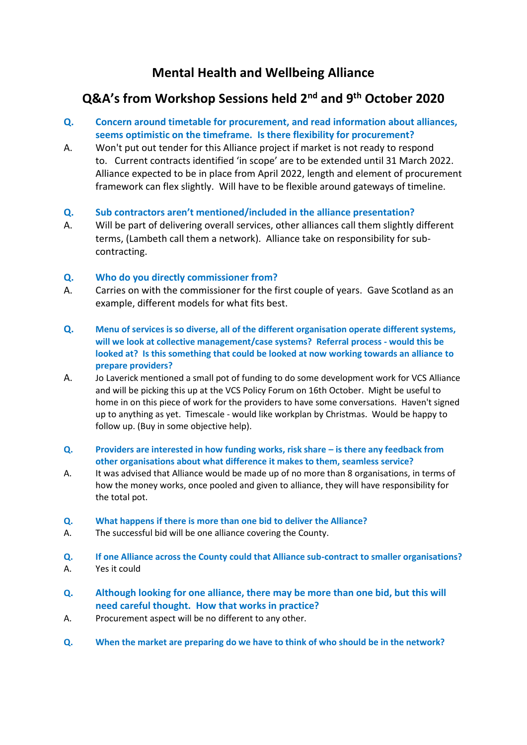# Mental Health and Wellbeing Alliance

## Q&A's from Workshop Sessions held 2nd and 9th October 2020

**Q. Concern around timetable for procurement, and read information about alliances, seems optimistic on the timeframe. Is there flexibility for procurement?**

A. Won't put out tender for this Alliance project if market is not ready to respond to. Current contracts identified 'in scope' are to be extended until 31 March 2022. Alliance expected to be in place from April 2022, length and element of procurement framework can flex slightly. Will have to be flexible around gateways of timeline.

**Q. Sub contractors aren't mentioned/included in the alliance presentation?**

A. Will be part of delivering overall services, other alliances call them slightly different terms, (Lambeth call them a network). Alliance take on responsibility for sub-contracting.

**Q. Who do you directly commissioner from?**

A. Carries on with the commissioner for the first couple of years. Gave Scotland as an example, different models for what fits best.

**Q. Menu of services is so diverse, all of the different organisation operate different systems, will we look at collective management/case systems? Referral process - would this be looked at? Is this something that could be looked at now working towards an alliance to prepare providers?**

A. Jo Laverick mentioned a small pot of funding to do some development work for VCS Alliance and will be picking this up at the VCS Policy Forum on 16th October. Might be useful to home in on this piece of work for the providers to have some conversations. Haven't signed up to anything as yet. Timescale - would like workplan by Christmas. Would be happy to follow up. (Buy in some objective help).

**Q. Providers are interested in how funding works, risk share – is there any feedback from other organisations about what difference it makes to them, seamless service?**

A. It was advised that Alliance would be made up of no more than 8 organisations, in terms of how the money works, once pooled and given to alliance, they will have responsibility for the total pot.

**Q. What happens if there is more than one bid to deliver the Alliance?**

A. The successful bid will be one alliance covering the County.

**Q. If one Alliance across the County could that Alliance sub-contract to smaller organisations?**

A. Yes it could

**Q. Although looking for one alliance, there may be more than one bid, but this will need careful thought. How that works in practice?**

A. Procurement aspect will be no different to any other.

**Q. When the market are preparing do we have to think of who should be in the network?**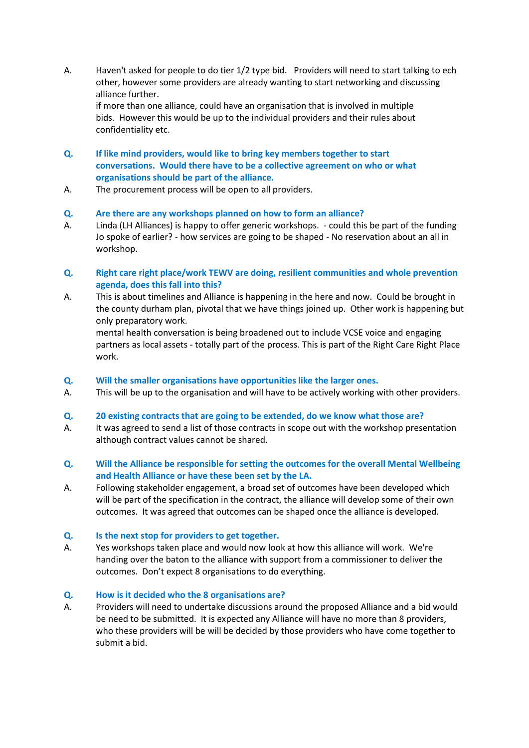A. Haven't asked for people to do tier 1/2 type bid. Providers will need to start talking to ech other, however some providers are already wanting to start networking and discussing alliance further.
if more than one alliance, could have an organisation that is involved in multiple bids. However this would be up to the individual providers and their rules about confidentiality etc.

**Q. If like mind providers, would like to bring key members together to start conversations. Would there have to be a collective agreement on who or what organisations should be part of the alliance.**

A. The procurement process will be open to all providers.

**Q. Are there are any workshops planned on how to form an alliance?**

A. Linda (LH Alliances) is happy to offer generic workshops. - could this be part of the funding Jo spoke of earlier? - how services are going to be shaped - No reservation about an all in workshop.

**Q. Right care right place/work TEWV are doing, resilient communities and whole prevention agenda, does this fall into this?**

A. This is about timelines and Alliance is happening in the here and now. Could be brought in the county durham plan, pivotal that we have things joined up. Other work is happening but only preparatory work.
mental health conversation is being broadened out to include VCSE voice and engaging partners as local assets - totally part of the process. This is part of the Right Care Right Place work.

**Q. Will the smaller organisations have opportunities like the larger ones.**

A. This will be up to the organisation and will have to be actively working with other providers.

**Q. 20 existing contracts that are going to be extended, do we know what those are?**

A. It was agreed to send a list of those contracts in scope out with the workshop presentation although contract values cannot be shared.

**Q. Will the Alliance be responsible for setting the outcomes for the overall Mental Wellbeing and Health Alliance or have these been set by the LA.**

A. Following stakeholder engagement, a broad set of outcomes have been developed which will be part of the specification in the contract, the alliance will develop some of their own outcomes. It was agreed that outcomes can be shaped once the alliance is developed.

**Q. Is the next stop for providers to get together.**

A. Yes workshops taken place and would now look at how this alliance will work. We're handing over the baton to the alliance with support from a commissioner to deliver the outcomes. Don't expect 8 organisations to do everything.

**Q. How is it decided who the 8 organisations are?**

A. Providers will need to undertake discussions around the proposed Alliance and a bid would be need to be submitted. It is expected any Alliance will have no more than 8 providers, who these providers will be will be decided by those providers who have come together to submit a bid.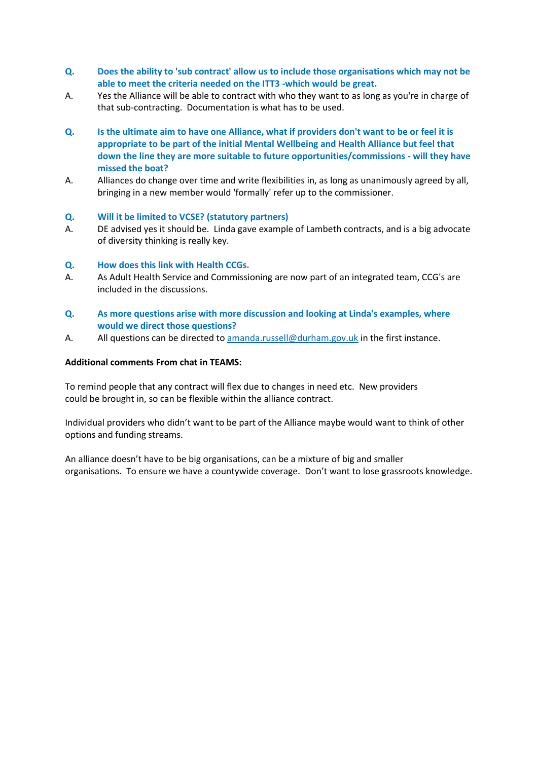**Q.** **Does the ability to 'sub contract' allow us to include those organisations which may not be able to meet the criteria needed on the ITT3 -which would be great.**

A. Yes the Alliance will be able to contract with who they want to as long as you're in charge of that sub-contracting. Documentation is what has to be used.

**Q.** **Is the ultimate aim to have one Alliance, what if providers don't want to be or feel it is appropriate to be part of the initial Mental Wellbeing and Health Alliance but feel that down the line they are more suitable to future opportunities/commissions - will they have missed the boat?**

A. Alliances do change over time and write flexibilities in, as long as unanimously agreed by all, bringing in a new member would 'formally' refer up to the commissioner.

**Q.** **Will it be limited to VCSE? (statutory partners)**

A. DE advised yes it should be. Linda gave example of Lambeth contracts, and is a big advocate of diversity thinking is really key.

**Q.** **How does this link with Health CCGs.**

A. As Adult Health Service and Commissioning are now part of an integrated team, CCG's are included in the discussions.

**Q.** **As more questions arise with more discussion and looking at Linda's examples, where would we direct those questions?**

A. All questions can be directed to amanda.russell@durham.gov.uk in the first instance.

**Additional comments From chat in TEAMS:**

To remind people that any contract will flex due to changes in need etc. New providers could be brought in, so can be flexible within the alliance contract.

Individual providers who didn't want to be part of the Alliance maybe would want to think of other options and funding streams.

An alliance doesn't have to be big organisations, can be a mixture of big and smaller organisations. To ensure we have a countywide coverage. Don't want to lose grassroots knowledge.